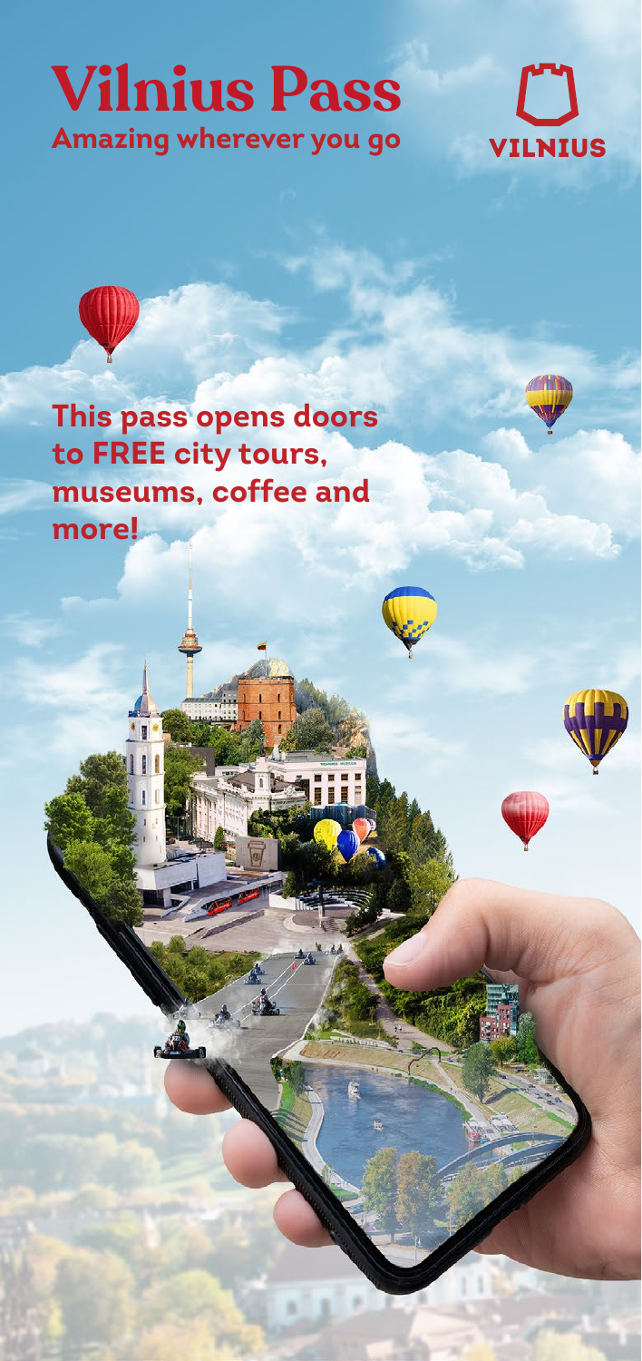# Vilnius Pass

**Amazing wherever you go**

VILNIUS

**This pass opens doors to FREE city tours, museums, coffee and more!**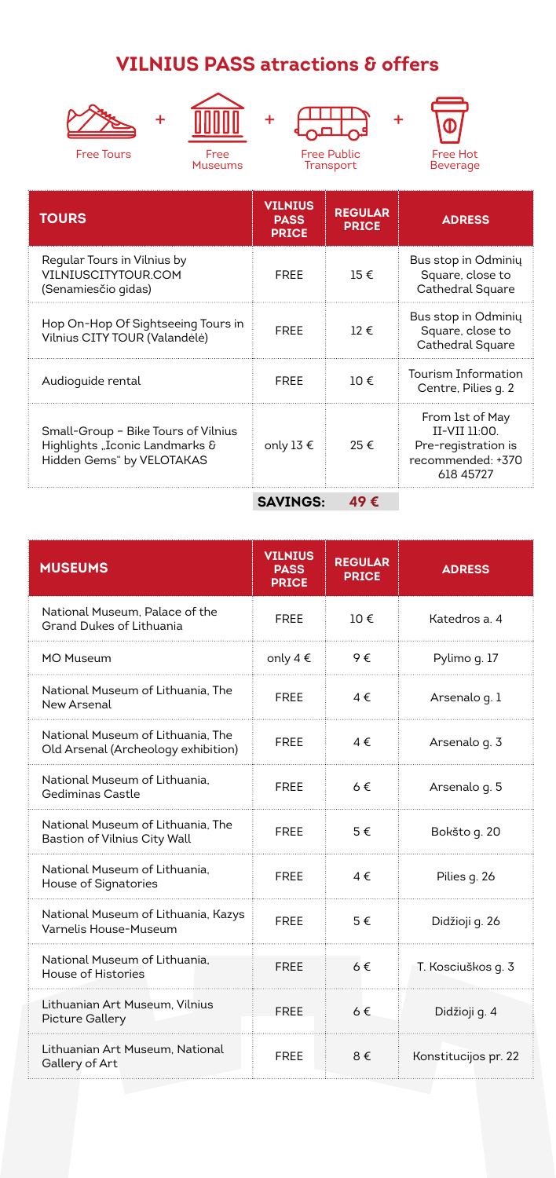# VILNIUS PASS atractions & offers

Free Tours + Free Museums + Free Public Transport + Free Hot Beverage

| TOURS | VILNIUS PASS PRICE | REGULAR PRICE | ADRESS |
|---|---|---|---|
| Regular Tours in Vilnius by VILNIUSCITYTOUR.COM (Senamiesčio gidas) | FREE | 15 € | Bus stop in Odminių Square, close to Cathedral Square |
| Hop On-Hop Of Sightseeing Tours in Vilnius CITY TOUR (Valandėlė) | FREE | 12 € | Bus stop in Odminių Square, close to Cathedral Square |
| Audioguide rental | FREE | 10 € | Tourism Information Centre, Pilies g. 2 |
| Small-Group - Bike Tours of Vilnius Highlights „Iconic Landmarks & Hidden Gems" by VELOTAKAS | only 13 € | 25 € | From 1st of May II-VII 11:00. Pre-registration is recommended: +370 618 45727 |
| | **SAVINGS:** | **49 €** | |

| MUSEUMS | VILNIUS PASS PRICE | REGULAR PRICE | ADRESS |
|---|---|---|---|
| National Museum, Palace of the Grand Dukes of Lithuania | FREE | 10 € | Katedros a. 4 |
| MO Museum | only 4 € | 9 € | Pylimo g. 17 |
| National Museum of Lithuania, The New Arsenal | FREE | 4 € | Arsenalo g. 1 |
| National Museum of Lithuania, The Old Arsenal (Archeology exhibition) | FREE | 4 € | Arsenalo g. 3 |
| National Museum of Lithuania, Gediminas Castle | FREE | 6 € | Arsenalo g. 5 |
| National Museum of Lithuania, The Bastion of Vilnius City Wall | FREE | 5 € | Bokšto g. 20 |
| National Museum of Lithuania, House of Signatories | FREE | 4 € | Pilies g. 26 |
| National Museum of Lithuania, Kazys Varnelis House-Museum | FREE | 5 € | Didžioji g. 26 |
| National Museum of Lithuania, House of Histories | FREE | 6 € | T. Kosciuškos g. 3 |
| Lithuanian Art Museum, Vilnius Picture Gallery | FREE | 6 € | Didžioji g. 4 |
| Lithuanian Art Museum, National Gallery of Art | FREE | 8 € | Konstitucijos pr. 22 |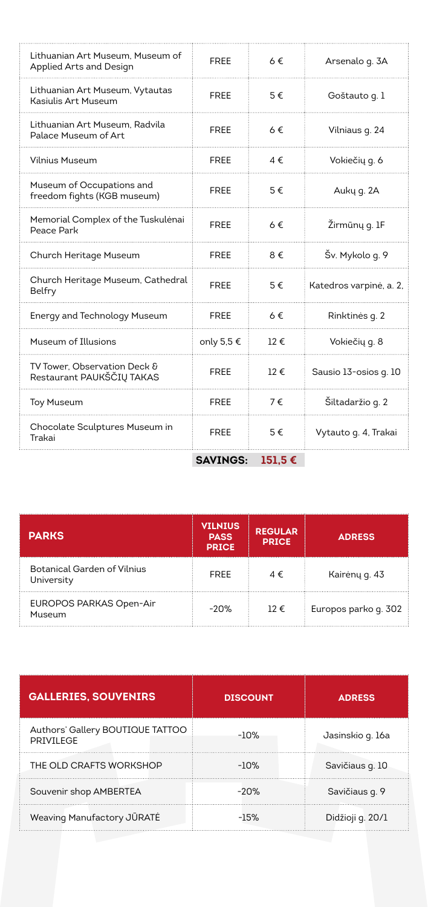| | | | |
|---|---|---|---|
| Lithuanian Art Museum, Museum of Applied Arts and Design | FREE | 6 € | Arsenalo g. 3A |
| Lithuanian Art Museum, Vytautas Kasiulis Art Museum | FREE | 5 € | Goštauto g. 1 |
| Lithuanian Art Museum, Radvila Palace Museum of Art | FREE | 6 € | Vilniaus g. 24 |
| Vilnius Museum | FREE | 4 € | Vokiečių g. 6 |
| Museum of Occupations and freedom fights (KGB museum) | FREE | 5 € | Aukų g. 2A |
| Memorial Complex of the Tuskulėnai Peace Park | FREE | 6 € | Žirmūnų g. 1F |
| Church Heritage Museum | FREE | 8 € | Šv. Mykolo g. 9 |
| Church Heritage Museum, Cathedral Belfry | FREE | 5 € | Katedros varpinė, a. 2, |
| Energy and Technology Museum | FREE | 6 € | Rinktinės g. 2 |
| Museum of Illusions | only 5,5 € | 12 € | Vokiečių g. 8 |
| TV Tower, Observation Deck & Restaurant PAUKŠČIŲ TAKAS | FREE | 12 € | Sausio 13-osios g. 10 |
| Toy Museum | FREE | 7 € | Šiltadaržio g. 2 |
| Chocolate Sculptures Museum in Trakai | FREE | 5 € | Vytauto g. 4, Trakai |
| | **SAVINGS:** | **151,5 €** | |

| PARKS | VILNIUS PASS PRICE | REGULAR PRICE | ADRESS |
|---|---|---|---|
| Botanical Garden of Vilnius University | FREE | 4 € | Kairėnų g. 43 |
| EUROPOS PARKAS Open-Air Museum | -20% | 12 € | Europos parko g. 302 |

| GALLERIES, SOUVENIRS | DISCOUNT | ADRESS |
|---|---|---|
| Authors' Gallery BOUTIQUE TATTOO PRIVILEGE | -10% | Jasinskio g. 16a |
| THE OLD CRAFTS WORKSHOP | -10% | Savičiaus g. 10 |
| Souvenir shop AMBERTEA | -20% | Savičiaus g. 9 |
| Weaving Manufactory JŪRATĖ | -15% | Didžioji g. 20/1 |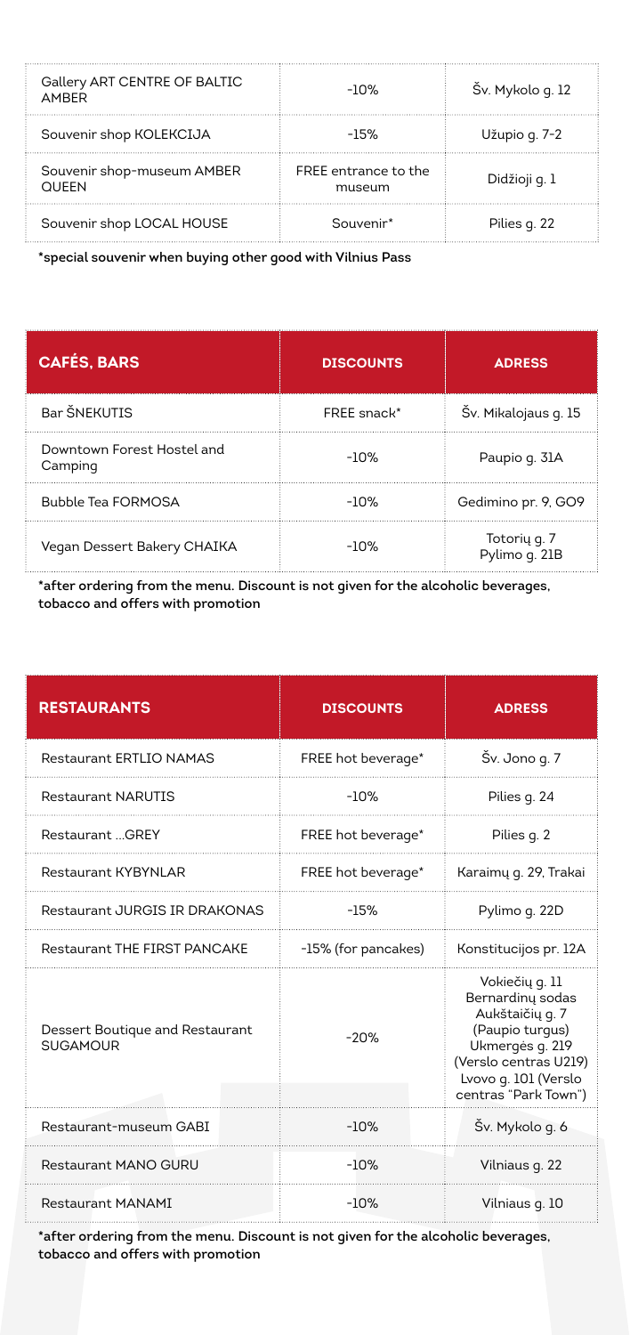| Gallery ART CENTRE OF BALTIC AMBER | -10% | Šv. Mykolo g. 12 |
| --- | --- | --- |
| Souvenir shop KOLEKCIJA | -15% | Užupio g. 7-2 |
| Souvenir shop-museum AMBER QUEEN | FREE entrance to the museum | Didžioji g. 1 |
| Souvenir shop LOCAL HOUSE | Souvenir* | Pilies g. 22 |

**\*special souvenir when buying other good with Vilnius Pass**

| CAFÉS, BARS | DISCOUNTS | ADRESS |
| --- | --- | --- |
| Bar ŠNEKUTIS | FREE snack* | Šv. Mikalojaus g. 15 |
| Downtown Forest Hostel and Camping | -10% | Paupio g. 31A |
| Bubble Tea FORMOSA | -10% | Gedimino pr. 9, GO9 |
| Vegan Dessert Bakery CHAIKA | -10% | Totorių g. 7<br>Pylimo g. 21B |

**\*after ordering from the menu. Discount is not given for the alcoholic beverages, tobacco and offers with promotion**

| RESTAURANTS | DISCOUNTS | ADRESS |
| --- | --- | --- |
| Restaurant ERTLIO NAMAS | FREE hot beverage* | Šv. Jono g. 7 |
| Restaurant NARUTIS | -10% | Pilies g. 24 |
| Restaurant ...GREY | FREE hot beverage* | Pilies g. 2 |
| Restaurant KYBYNLAR | FREE hot beverage* | Karaimų g. 29, Trakai |
| Restaurant JURGIS IR DRAKONAS | -15% | Pylimo g. 22D |
| Restaurant THE FIRST PANCAKE | -15% (for pancakes) | Konstitucijos pr. 12A |
| Dessert Boutique and Restaurant SUGAMOUR | -20% | Vokiečių g. 11<br>Bernardinų sodas<br>Aukštaičių g. 7<br>(Paupio turgus)<br>Ukmergės g. 219<br>(Verslo centras U219)<br>Lvovo g. 101 (Verslo centras "Park Town") |
| Restaurant-museum GABI | -10% | Šv. Mykolo g. 6 |
| Restaurant MANO GURU | -10% | Vilniaus g. 22 |
| Restaurant MANAMI | -10% | Vilniaus g. 10 |

**\*after ordering from the menu. Discount is not given for the alcoholic beverages, tobacco and offers with promotion**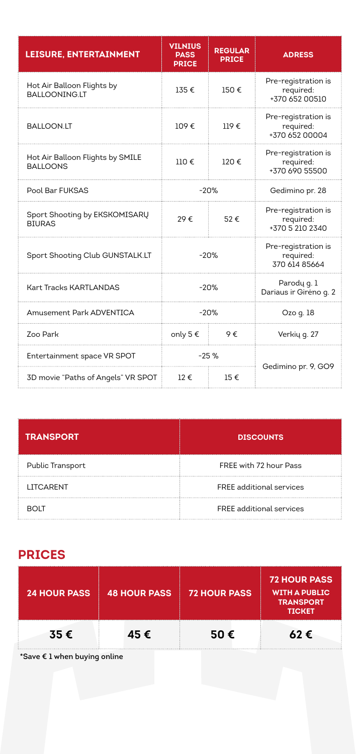| LEISURE, ENTERTAINMENT | VILNIUS PASS PRICE | REGULAR PRICE | ADRESS |
|---|---|---|---|
| Hot Air Balloon Flights by BALLOONING.LT | 135 € | 150 € | Pre-registration is required: +370 652 00510 |
| BALLOON.LT | 109 € | 119 € | Pre-registration is required: +370 652 00004 |
| Hot Air Balloon Flights by SMILE BALLOONS | 110 € | 120 € | Pre-registration is required: +370 690 55500 |
| Pool Bar FUKSAS | -20% | | Gedimino pr. 28 |
| Sport Shooting by EKSKOMISARŲ BIURAS | 29 € | 52 € | Pre-registration is required: +370 5 210 2340 |
| Sport Shooting Club GUNSTALK.LT | -20% | | Pre-registration is required: 370 614 85664 |
| Kart Tracks KARTLANDAS | -20% | | Parodų g. 1 Dariaus ir Girėno g. 2 |
| Amusement Park ADVENTICA | -20% | | Ozo g. 18 |
| Zoo Park | only 5 € | 9 € | Verkių g. 27 |
| Entertainment space VR SPOT | -25 % | | Gedimino pr. 9, GO9 |
| 3D movie "Paths of Angels" VR SPOT | 12 € | 15 € | |

| TRANSPORT | DISCOUNTS |
|---|---|
| Public Transport | FREE with 72 hour Pass |
| LITCARENT | FREE additional services |
| BOLT | FREE additional services |

## PRICES

| 24 HOUR PASS | 48 HOUR PASS | 72 HOUR PASS | 72 HOUR PASS WITH A PUBLIC TRANSPORT TICKET |
|---|---|---|---|
| 35 € | 45 € | 50 € | 62 € |

**\*Save € 1 when buying online**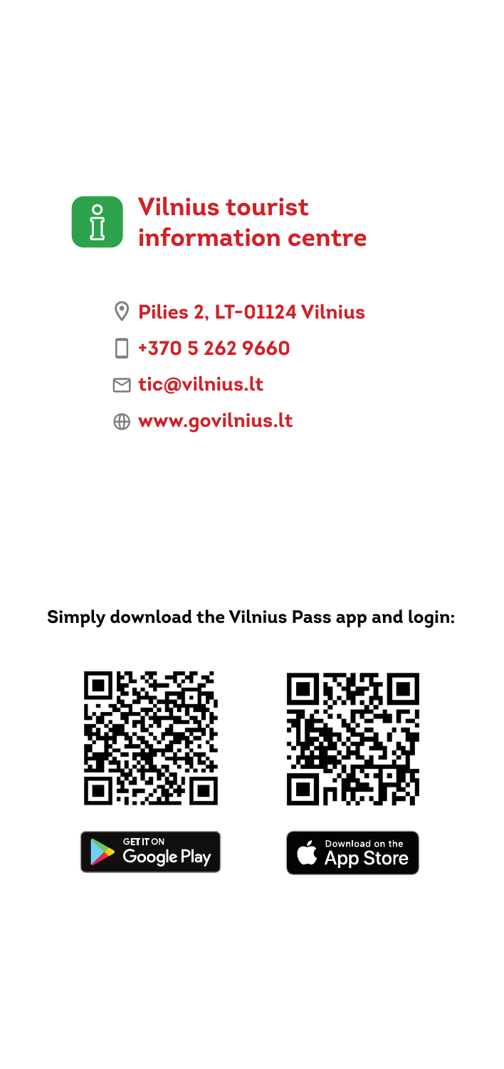## Vilnius tourist information centre

- Pilies 2, LT-01124 Vilnius
- +370 5 262 9660
- tic@vilnius.lt
- www.govilnius.lt

**Simply download the Vilnius Pass app and login:**

GET IT ON Google Play

Download on the App Store